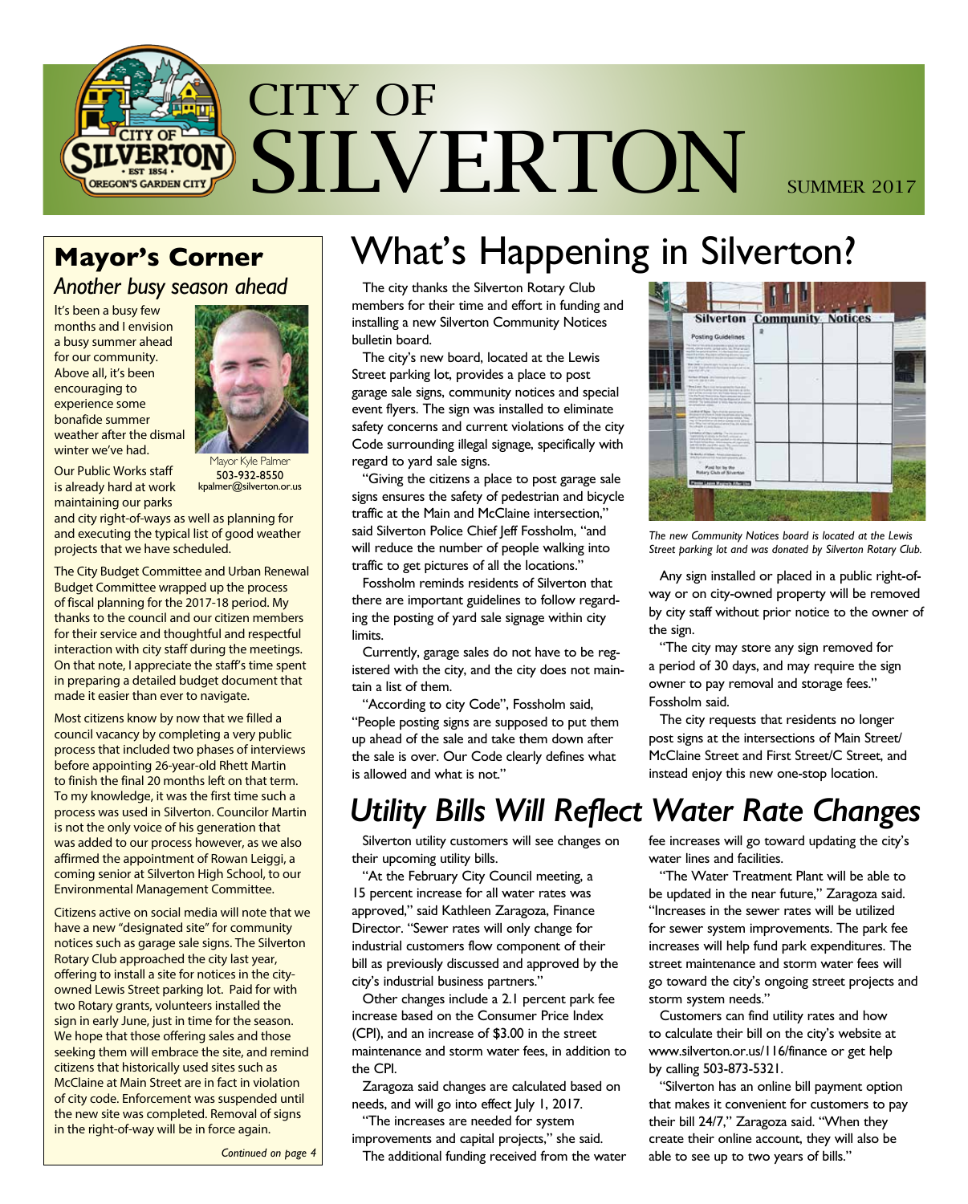# CITY OF SILVERTON

SUMMER 2017

## Mayor's Corner

*Another busy season ahead*

It's been a busy few months and I envision a busy summer ahead for our community. Above all, it's been encouraging to experience some bonafide summer weather after the dismal winter we've had.

Mayor Kyle Palmer
**503-932-8550**
kpalmer@silverton.or.us

Our Public Works staff is already hard at work maintaining our parks and city right-of-ways as well as planning for and executing the typical list of good weather projects that we have scheduled.

The City Budget Committee and Urban Renewal Budget Committee wrapped up the process of fiscal planning for the 2017-18 period. My thanks to the council and our citizen members for their service and thoughtful and respectful interaction with city staff during the meetings. On that note, I appreciate the staff's time spent in preparing a detailed budget document that made it easier than ever to navigate.

Most citizens know by now that we filled a council vacancy by completing a very public process that included two phases of interviews before appointing 26-year-old Rhett Martin to finish the final 20 months left on that term. To my knowledge, it was the first time such a process was used in Silverton. Councilor Martin is not the only voice of his generation that was added to our process however, as we also affirmed the appointment of Rowan Leiggi, a coming senior at Silverton High School, to our Environmental Management Committee.

Citizens active on social media will note that we have a new "designated site" for community notices such as garage sale signs. The Silverton Rotary Club approached the city last year, offering to install a site for notices in the city-owned Lewis Street parking lot. Paid for with two Rotary grants, volunteers installed the sign in early June, just in time for the season. We hope that those offering sales and those seeking them will embrace the site, and remind citizens that historically used sites such as McClaine at Main Street are in fact in violation of city code. Enforcement was suspended until the new site was completed. Removal of signs in the right-of-way will be in force again.

*Continued on page 4*

# What's Happening in Silverton?

The city thanks the Silverton Rotary Club members for their time and effort in funding and installing a new Silverton Community Notices bulletin board.

The city's new board, located at the Lewis Street parking lot, provides a place to post garage sale signs, community notices and special event flyers. The sign was installed to eliminate safety concerns and current violations of the city Code surrounding illegal signage, specifically with regard to yard sale signs.

"Giving the citizens a place to post garage sale signs ensures the safety of pedestrian and bicycle traffic at the Main and McClaine intersection," said Silverton Police Chief Jeff Fossholm, "and will reduce the number of people walking into traffic to get pictures of all the locations."

Fossholm reminds residents of Silverton that there are important guidelines to follow regarding the posting of yard sale signage within city limits.

Currently, garage sales do not have to be registered with the city, and the city does not maintain a list of them.

"According to city Code", Fossholm said, "People posting signs are supposed to put them up ahead of the sale and take them down after the sale is over. Our Code clearly defines what is allowed and what is not."

*The new Community Notices board is located at the Lewis Street parking lot and was donated by Silverton Rotary Club.*

Any sign installed or placed in a public right-of-way or on city-owned property will be removed by city staff without prior notice to the owner of the sign.

"The city may store any sign removed for a period of 30 days, and may require the sign owner to pay removal and storage fees." Fossholm said.

The city requests that residents no longer post signs at the intersections of Main Street/ McClaine Street and First Street/C Street, and instead enjoy this new one-stop location.

# *Utility Bills Will Reflect Water Rate Changes*

Silverton utility customers will see changes on their upcoming utility bills.

"At the February City Council meeting, a 15 percent increase for all water rates was approved," said Kathleen Zaragoza, Finance Director. "Sewer rates will only change for industrial customers flow component of their bill as previously discussed and approved by the city's industrial business partners."

Other changes include a 2.1 percent park fee increase based on the Consumer Price Index (CPI), and an increase of $3.00 in the street maintenance and storm water fees, in addition to the CPI.

Zaragoza said changes are calculated based on needs, and will go into effect July 1, 2017.

"The increases are needed for system improvements and capital projects," she said.

The additional funding received from the water fee increases will go toward updating the city's water lines and facilities.

"The Water Treatment Plant will be able to be updated in the near future," Zaragoza said. "Increases in the sewer rates will be utilized for sewer system improvements. The park fee increases will help fund park expenditures. The street maintenance and storm water fees will go toward the city's ongoing street projects and storm system needs."

Customers can find utility rates and how to calculate their bill on the city's website at www.silverton.or.us/116/finance or get help by calling 503-873-5321.

"Silverton has an online bill payment option that makes it convenient for customers to pay their bill 24/7," Zaragoza said. "When they create their online account, they will also be able to see up to two years of bills."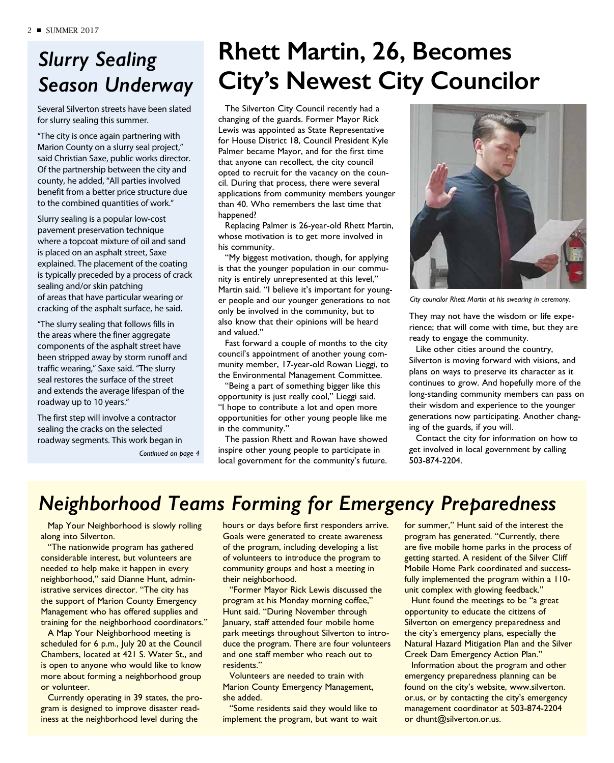## *Slurry Sealing Season Underway*

Several Silverton streets have been slated for slurry sealing this summer.

"The city is once again partnering with Marion County on a slurry seal project," said Christian Saxe, public works director. Of the partnership between the city and county, he added, "All parties involved benefit from a better price structure due to the combined quantities of work."

Slurry sealing is a popular low-cost pavement preservation technique where a topcoat mixture of oil and sand is placed on an asphalt street, Saxe explained. The placement of the coating is typically preceded by a process of crack sealing and/or skin patching of areas that have particular wearing or cracking of the asphalt surface, he said.

"The slurry sealing that follows fills in the areas where the finer aggregate components of the asphalt street have been stripped away by storm runoff and traffic wearing," Saxe said. "The slurry seal restores the surface of the street and extends the average lifespan of the roadway up to 10 years."

The first step will involve a contractor sealing the cracks on the selected roadway segments. This work began in

*Continued on page 4*

# Rhett Martin, 26, Becomes City's Newest City Councilor

The Silverton City Council recently had a changing of the guards. Former Mayor Rick Lewis was appointed as State Representative for House District 18, Council President Kyle Palmer became Mayor, and for the first time that anyone can recollect, the city council opted to recruit for the vacancy on the council. During that process, there were several applications from community members younger than 40. Who remembers the last time that happened?

Replacing Palmer is 26-year-old Rhett Martin, whose motivation is to get more involved in his community.

"My biggest motivation, though, for applying is that the younger population in our community is entirely unrepresented at this level," Martin said. "I believe it's important for younger people and our younger generations to not only be involved in the community, but to also know that their opinions will be heard and valued."

Fast forward a couple of months to the city council's appointment of another young community member, 17-year-old Rowan Lieggi, to the Environmental Management Committee.

"Being a part of something bigger like this opportunity is just really cool," Lieggi said. "I hope to contribute a lot and open more opportunities for other young people like me in the community."

The passion Rhett and Rowan have showed inspire other young people to participate in local government for the community's future.

*City councilor Rhett Martin at his swearing in ceremony.*

They may not have the wisdom or life experience; that will come with time, but they are ready to engage the community.

Like other cities around the country, Silverton is moving forward with visions, and plans on ways to preserve its character as it continues to grow. And hopefully more of the long-standing community members can pass on their wisdom and experience to the younger generations now participating. Another changing of the guards, if you will.

Contact the city for information on how to get involved in local government by calling 503-874-2204.

## *Neighborhood Teams Forming for Emergency Preparedness*

Map Your Neighborhood is slowly rolling along into Silverton.

"The nationwide program has gathered considerable interest, but volunteers are needed to help make it happen in every neighborhood," said Dianne Hunt, administrative services director. "The city has the support of Marion County Emergency Management who has offered supplies and training for the neighborhood coordinators."

A Map Your Neighborhood meeting is scheduled for 6 p.m., July 20 at the Council Chambers, located at 421 S. Water St., and is open to anyone who would like to know more about forming a neighborhood group or volunteer.

Currently operating in 39 states, the program is designed to improve disaster readiness at the neighborhood level during the hours or days before first responders arrive. Goals were generated to create awareness of the program, including developing a list of volunteers to introduce the program to community groups and host a meeting in their neighborhood.

"Former Mayor Rick Lewis discussed the program at his Monday morning coffee," Hunt said. "During November through January, staff attended four mobile home park meetings throughout Silverton to introduce the program. There are four volunteers and one staff member who reach out to residents."

Volunteers are needed to train with Marion County Emergency Management, she added.

"Some residents said they would like to implement the program, but want to wait for summer," Hunt said of the interest the program has generated. "Currently, there are five mobile home parks in the process of getting started. A resident of the Silver Cliff Mobile Home Park coordinated and successfully implemented the program within a 110-unit complex with glowing feedback."

Hunt found the meetings to be "a great opportunity to educate the citizens of Silverton on emergency preparedness and the city's emergency plans, especially the Natural Hazard Mitigation Plan and the Silver Creek Dam Emergency Action Plan."

Information about the program and other emergency preparedness planning can be found on the city's website, www.silverton.or.us, or by contacting the city's emergency management coordinator at 503-874-2204 or dhunt@silverton.or.us.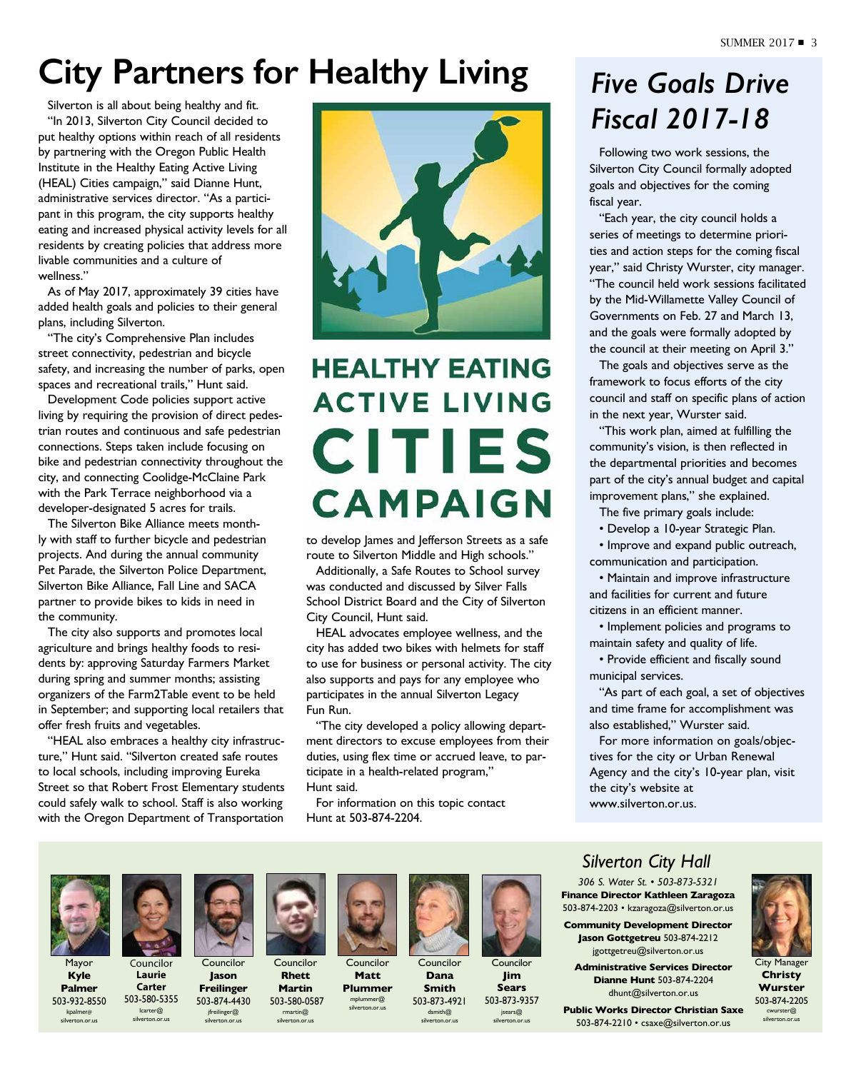# City Partners for Healthy Living

Silverton is all about being healthy and fit.

"In 2013, Silverton City Council decided to put healthy options within reach of all residents by partnering with the Oregon Public Health Institute in the Healthy Eating Active Living (HEAL) Cities campaign," said Dianne Hunt, administrative services director. "As a participant in this program, the city supports healthy eating and increased physical activity levels for all residents by creating policies that address more livable communities and a culture of wellness."

As of May 2017, approximately 39 cities have added health goals and policies to their general plans, including Silverton.

"The city's Comprehensive Plan includes street connectivity, pedestrian and bicycle safety, and increasing the number of parks, open spaces and recreational trails," Hunt said.

Development Code policies support active living by requiring the provision of direct pedestrian routes and continuous and safe pedestrian connections. Steps taken include focusing on bike and pedestrian connectivity throughout the city, and connecting Coolidge-McClaine Park with the Park Terrace neighborhood via a developer-designated 5 acres for trails.

The Silverton Bike Alliance meets monthly with staff to further bicycle and pedestrian projects. And during the annual community Pet Parade, the Silverton Police Department, Silverton Bike Alliance, Fall Line and SACA partner to provide bikes to kids in need in the community.

The city also supports and promotes local agriculture and brings healthy foods to residents by: approving Saturday Farmers Market during spring and summer months; assisting organizers of the Farm2Table event to be held in September; and supporting local retailers that offer fresh fruits and vegetables.

"HEAL also embraces a healthy city infrastructure," Hunt said. "Silverton created safe routes to local schools, including improving Eureka Street so that Robert Frost Elementary students could safely walk to school. Staff is also working with the Oregon Department of Transportation to develop James and Jefferson Streets as a safe route to Silverton Middle and High schools."

HEALTHY EATING ACTIVE LIVING CITIES CAMPAIGN

Additionally, a Safe Routes to School survey was conducted and discussed by Silver Falls School District Board and the City of Silverton City Council, Hunt said.

HEAL advocates employee wellness, and the city has added two bikes with helmets for staff to use for business or personal activity. The city also supports and pays for any employee who participates in the annual Silverton Legacy Fun Run.

"The city developed a policy allowing department directors to excuse employees from their duties, using flex time or accrued leave, to participate in a health-related program," Hunt said.

For information on this topic contact Hunt at 503-874-2204.

## *Five Goals Drive Fiscal 2017-18*

Following two work sessions, the Silverton City Council formally adopted goals and objectives for the coming fiscal year.

"Each year, the city council holds a series of meetings to determine priorities and action steps for the coming fiscal year," said Christy Wurster, city manager. "The council held work sessions facilitated by the Mid-Willamette Valley Council of Governments on Feb. 27 and March 13, and the goals were formally adopted by the council at their meeting on April 3."

The goals and objectives serve as the framework to focus efforts of the city council and staff on specific plans of action in the next year, Wurster said.

"This work plan, aimed at fulfilling the community's vision, is then reflected in the departmental priorities and becomes part of the city's annual budget and capital improvement plans," she explained.

The five primary goals include:

- Develop a 10-year Strategic Plan.
- Improve and expand public outreach, communication and participation.
- Maintain and improve infrastructure and facilities for current and future citizens in an efficient manner.
- Implement policies and programs to maintain safety and quality of life.
- Provide efficient and fiscally sound municipal services.

"As part of each goal, a set of objectives and time frame for accomplishment was also established," Wurster said.

For more information on goals/objectives for the city or Urban Renewal Agency and the city's 10-year plan, visit the city's website at www.silverton.or.us.

---

Mayor **Kyle Palmer** 503-932-8550 kpalmer@silverton.or.us

Councilor **Laurie Carter** 503-580-5355 lcarter@silverton.or.us

Councilor **Jason Freilinger** 503-874-4430 jfreilinger@silverton.or.us

Councilor **Rhett Martin** 503-580-0587 rmartin@silverton.or.us

Councilor **Matt Plummer** mplummer@silverton.or.us

Councilor **Dana Smith** 503-873-4921 dsmith@silverton.or.us

Councilor **Jim Sears** 503-873-9357 jsears@silverton.or.us

### *Silverton City Hall*

*306 S. Water St. • 503-873-5321*

**Finance Director Kathleen Zaragoza** 503-874-2203 • kzaragoza@silverton.or.us

**Community Development Director Jason Gottgetreu** 503-874-2212 jgottgetreu@silverton.or.us

**Administrative Services Director Dianne Hunt** 503-874-2204 dhunt@silverton.or.us

**Public Works Director Christian Saxe** 503-874-2210 • csaxe@silverton.or.us

City Manager **Christy Wurster** 503-874-2205 cwurster@silverton.or.us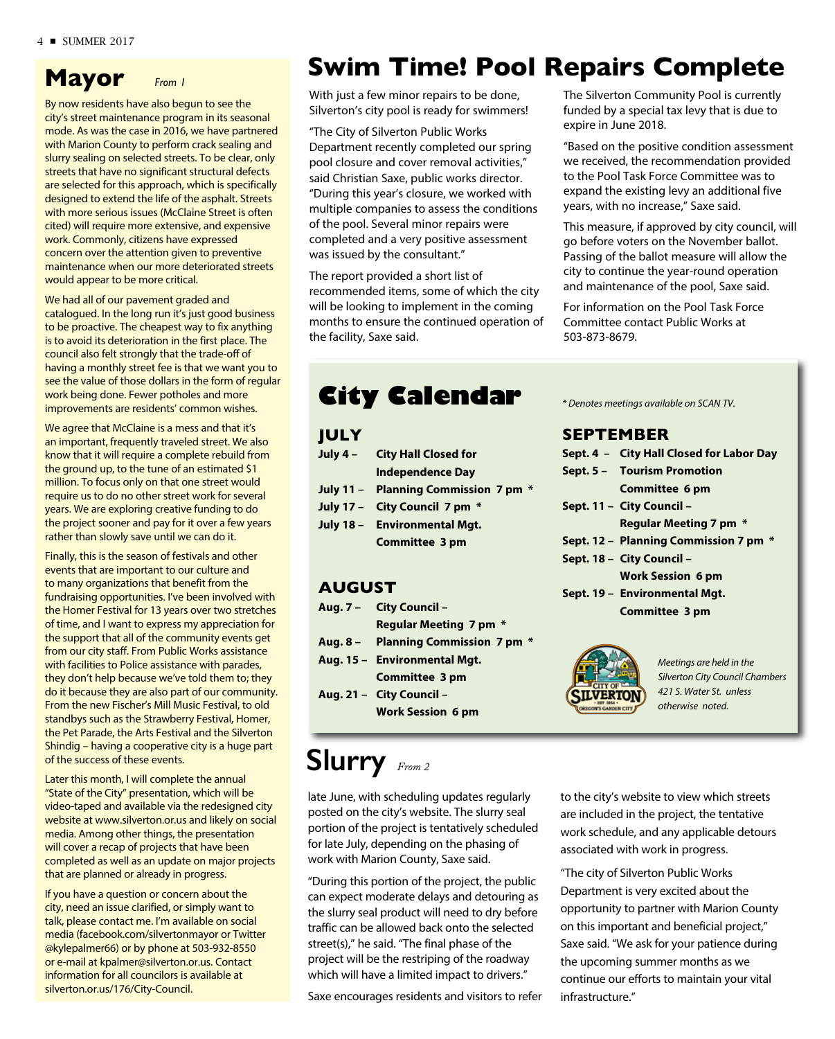# Mayor *From 1*

By now residents have also begun to see the city's street maintenance program in its seasonal mode. As was the case in 2016, we have partnered with Marion County to perform crack sealing and slurry sealing on selected streets. To be clear, only streets that have no significant structural defects are selected for this approach, which is specifically designed to extend the life of the asphalt. Streets with more serious issues (McClaine Street is often cited) will require more extensive, and expensive work. Commonly, citizens have expressed concern over the attention given to preventive maintenance when our more deteriorated streets would appear to be more critical.

We had all of our pavement graded and catalogued. In the long run it's just good business to be proactive. The cheapest way to fix anything is to avoid its deterioration in the first place. The council also felt strongly that the trade-off of having a monthly street fee is that we want you to see the value of those dollars in the form of regular work being done. Fewer potholes and more improvements are residents' common wishes.

We agree that McClaine is a mess and that it's an important, frequently traveled street. We also know that it will require a complete rebuild from the ground up, to the tune of an estimated $1 million. To focus only on that one street would require us to do no other street work for several years. We are exploring creative funding to do the project sooner and pay for it over a few years rather than slowly save until we can do it.

Finally, this is the season of festivals and other events that are important to our culture and to many organizations that benefit from the fundraising opportunities. I've been involved with the Homer Festival for 13 years over two stretches of time, and I want to express my appreciation for the support that all of the community events get from our city staff. From Public Works assistance with facilities to Police assistance with parades, they don't help because we've told them to; they do it because they are also part of our community. From the new Fischer's Mill Music Festival, to old standbys such as the Strawberry Festival, Homer, the Pet Parade, the Arts Festival and the Silverton Shindig – having a cooperative city is a huge part of the success of these events.

Later this month, I will complete the annual "State of the City" presentation, which will be video-taped and available via the redesigned city website at www.silverton.or.us and likely on social media. Among other things, the presentation will cover a recap of projects that have been completed as well as an update on major projects that are planned or already in progress.

If you have a question or concern about the city, need an issue clarified, or simply want to talk, please contact me. I'm available on social media (facebook.com/silvertonmayor or Twitter @kylepalmer66) or by phone at 503-932-8550 or e-mail at kpalmer@silverton.or.us. Contact information for all councilors is available at silverton.or.us/176/City-Council.

# Swim Time! Pool Repairs Complete

With just a few minor repairs to be done, Silverton's city pool is ready for swimmers!

"The City of Silverton Public Works Department recently completed our spring pool closure and cover removal activities," said Christian Saxe, public works director. "During this year's closure, we worked with multiple companies to assess the conditions of the pool. Several minor repairs were completed and a very positive assessment was issued by the consultant."

The report provided a short list of recommended items, some of which the city will be looking to implement in the coming months to ensure the continued operation of the facility, Saxe said.

The Silverton Community Pool is currently funded by a special tax levy that is due to expire in June 2018.

"Based on the positive condition assessment we received, the recommendation provided to the Pool Task Force Committee was to expand the existing levy an additional five years, with no increase," Saxe said.

This measure, if approved by city council, will go before voters on the November ballot. Passing of the ballot measure will allow the city to continue the year-round operation and maintenance of the pool, Saxe said.

For information on the Pool Task Force Committee contact Public Works at 503-873-8679.

# City Calendar

*\* Denotes meetings available on SCAN TV.*

## JULY

- **July 4 – City Hall Closed for Independence Day**
- **July 11 – Planning Commission 7 pm \***
- **July 17 – City Council 7 pm \***
- **July 18 – Environmental Mgt. Committee 3 pm**

## AUGUST

- **Aug. 7 – City Council – Regular Meeting 7 pm \***
- **Aug. 8 – Planning Commission 7 pm \***
- **Aug. 15 – Environmental Mgt. Committee 3 pm**
- **Aug. 21 – City Council – Work Session 6 pm**

## SEPTEMBER

- **Sept. 4 – City Hall Closed for Labor Day**
- **Sept. 5 – Tourism Promotion Committee 6 pm**
- **Sept. 11 – City Council – Regular Meeting 7 pm \***
- **Sept. 12 – Planning Commission 7 pm \***
- **Sept. 18 – City Council – Work Session 6 pm**
- **Sept. 19 – Environmental Mgt. Committee 3 pm**

*Meetings are held in the Silverton City Council Chambers 421 S. Water St. unless otherwise noted.*

# Slurry *From 2*

late June, with scheduling updates regularly posted on the city's website. The slurry seal portion of the project is tentatively scheduled for late July, depending on the phasing of work with Marion County, Saxe said.

"During this portion of the project, the public can expect moderate delays and detouring as the slurry seal product will need to dry before traffic can be allowed back onto the selected street(s)," he said. "The final phase of the project will be the restriping of the roadway which will have a limited impact to drivers."

Saxe encourages residents and visitors to refer to the city's website to view which streets are included in the project, the tentative work schedule, and any applicable detours associated with work in progress.

"The city of Silverton Public Works Department is very excited about the opportunity to partner with Marion County on this important and beneficial project," Saxe said. "We ask for your patience during the upcoming summer months as we continue our efforts to maintain your vital infrastructure."